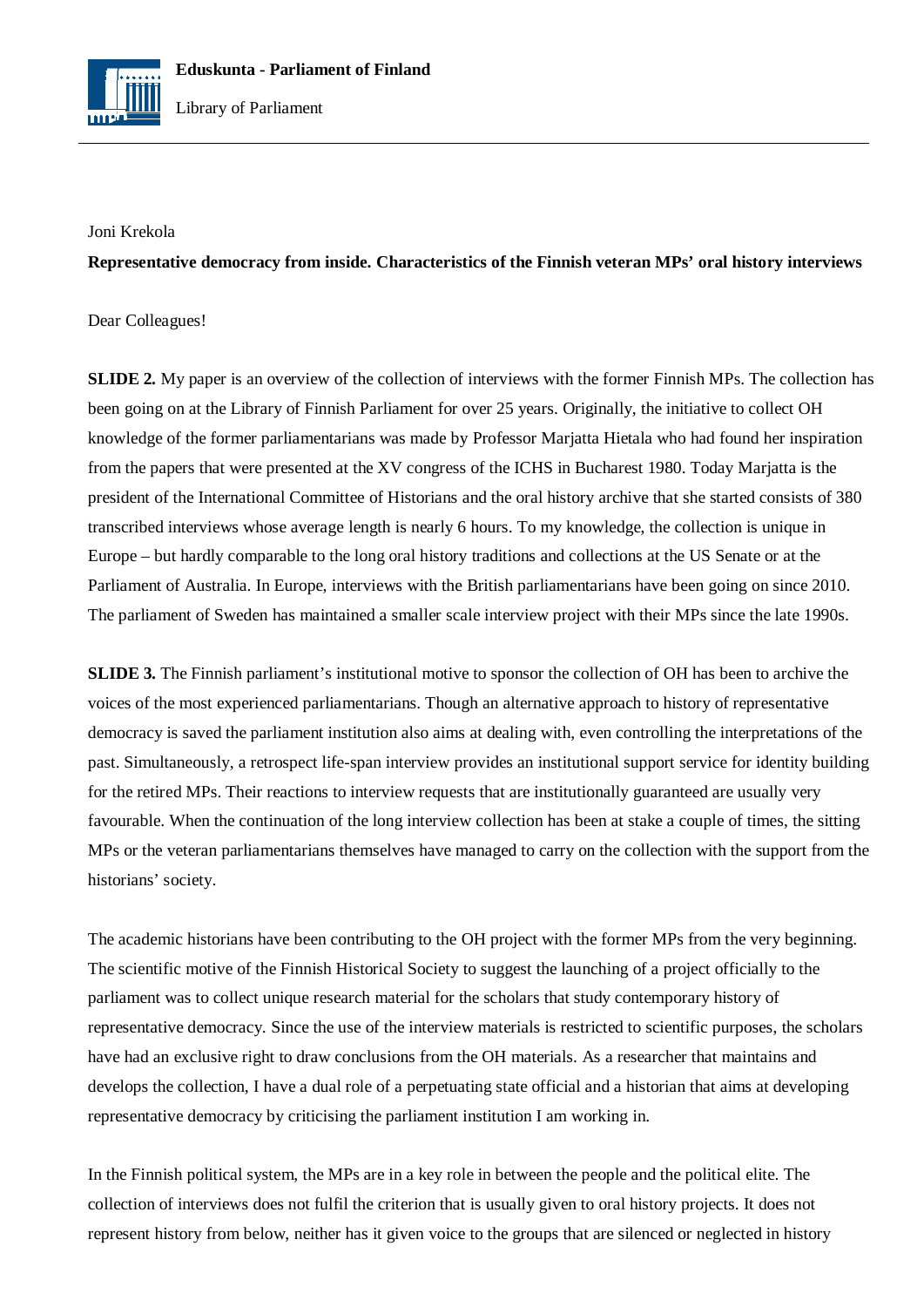Joni Krekola

**Representative democracy from inside. Characteristics of the Finnish veteran MPs' oral history interviews**

Dear Colleagues!

**SLIDE 2.** My paper is an overview of the collection of interviews with the former Finnish MPs. The collection has been going on at the Library of Finnish Parliament for over 25 years. Originally, the initiative to collect OH knowledge of the former parliamentarians was made by Professor Marjatta Hietala who had found her inspiration from the papers that were presented at the XV congress of the ICHS in Bucharest 1980. Today Marjatta is the president of the International Committee of Historians and the oral history archive that she started consists of 380 transcribed interviews whose average length is nearly 6 hours. To my knowledge, the collection is unique in Europe – but hardly comparable to the long oral history traditions and collections at the US Senate or at the Parliament of Australia. In Europe, interviews with the British parliamentarians have been going on since 2010. The parliament of Sweden has maintained a smaller scale interview project with their MPs since the late 1990s.

**SLIDE 3.** The Finnish parliament's institutional motive to sponsor the collection of OH has been to archive the voices of the most experienced parliamentarians. Though an alternative approach to history of representative democracy is saved the parliament institution also aims at dealing with, even controlling the interpretations of the past. Simultaneously, a retrospect life-span interview provides an institutional support service for identity building for the retired MPs. Their reactions to interview requests that are institutionally guaranteed are usually very favourable. When the continuation of the long interview collection has been at stake a couple of times, the sitting MPs or the veteran parliamentarians themselves have managed to carry on the collection with the support from the historians' society.

The academic historians have been contributing to the OH project with the former MPs from the very beginning. The scientific motive of the Finnish Historical Society to suggest the launching of a project officially to the parliament was to collect unique research material for the scholars that study contemporary history of representative democracy. Since the use of the interview materials is restricted to scientific purposes, the scholars have had an exclusive right to draw conclusions from the OH materials. As a researcher that maintains and develops the collection, I have a dual role of a perpetuating state official and a historian that aims at developing representative democracy by criticising the parliament institution I am working in.

In the Finnish political system, the MPs are in a key role in between the people and the political elite. The collection of interviews does not fulfil the criterion that is usually given to oral history projects. It does not represent history from below, neither has it given voice to the groups that are silenced or neglected in history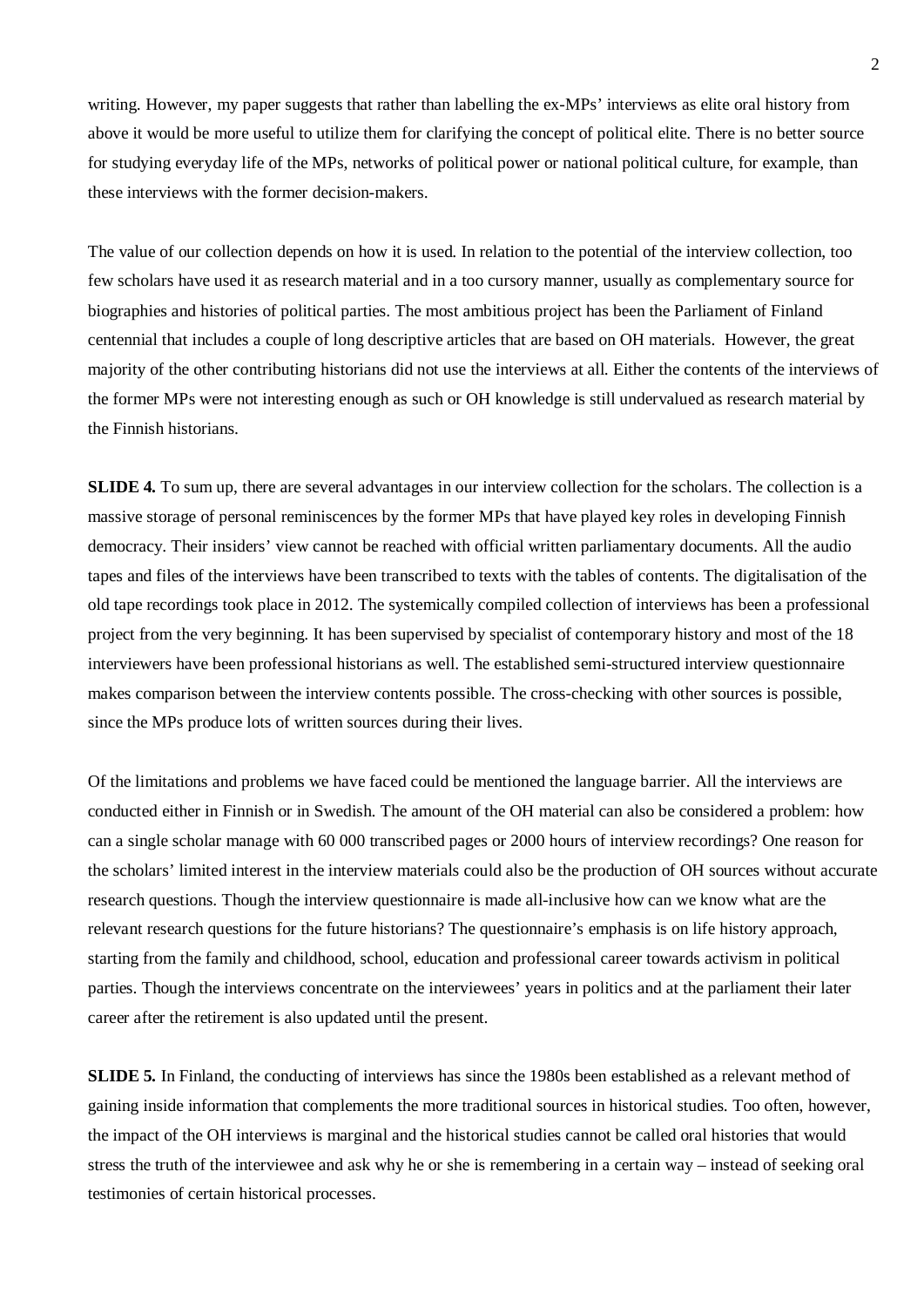writing. However, my paper suggests that rather than labelling the ex-MPs' interviews as elite oral history from above it would be more useful to utilize them for clarifying the concept of political elite. There is no better source for studying everyday life of the MPs, networks of political power or national political culture, for example, than these interviews with the former decision-makers.

The value of our collection depends on how it is used. In relation to the potential of the interview collection, too few scholars have used it as research material and in a too cursory manner, usually as complementary source for biographies and histories of political parties. The most ambitious project has been the Parliament of Finland centennial that includes a couple of long descriptive articles that are based on OH materials. However, the great majority of the other contributing historians did not use the interviews at all. Either the contents of the interviews of the former MPs were not interesting enough as such or OH knowledge is still undervalued as research material by the Finnish historians.

**SLIDE 4.** To sum up, there are several advantages in our interview collection for the scholars. The collection is a massive storage of personal reminiscences by the former MPs that have played key roles in developing Finnish democracy. Their insiders' view cannot be reached with official written parliamentary documents. All the audio tapes and files of the interviews have been transcribed to texts with the tables of contents. The digitalisation of the old tape recordings took place in 2012. The systemically compiled collection of interviews has been a professional project from the very beginning. It has been supervised by specialist of contemporary history and most of the 18 interviewers have been professional historians as well. The established semi-structured interview questionnaire makes comparison between the interview contents possible. The cross-checking with other sources is possible, since the MPs produce lots of written sources during their lives.

Of the limitations and problems we have faced could be mentioned the language barrier. All the interviews are conducted either in Finnish or in Swedish. The amount of the OH material can also be considered a problem: how can a single scholar manage with 60 000 transcribed pages or 2000 hours of interview recordings? One reason for the scholars' limited interest in the interview materials could also be the production of OH sources without accurate research questions. Though the interview questionnaire is made all-inclusive how can we know what are the relevant research questions for the future historians? The questionnaire's emphasis is on life history approach, starting from the family and childhood, school, education and professional career towards activism in political parties. Though the interviews concentrate on the interviewees' years in politics and at the parliament their later career after the retirement is also updated until the present.

**SLIDE 5.** In Finland, the conducting of interviews has since the 1980s been established as a relevant method of gaining inside information that complements the more traditional sources in historical studies. Too often, however, the impact of the OH interviews is marginal and the historical studies cannot be called oral histories that would stress the truth of the interviewee and ask why he or she is remembering in a certain way – instead of seeking oral testimonies of certain historical processes.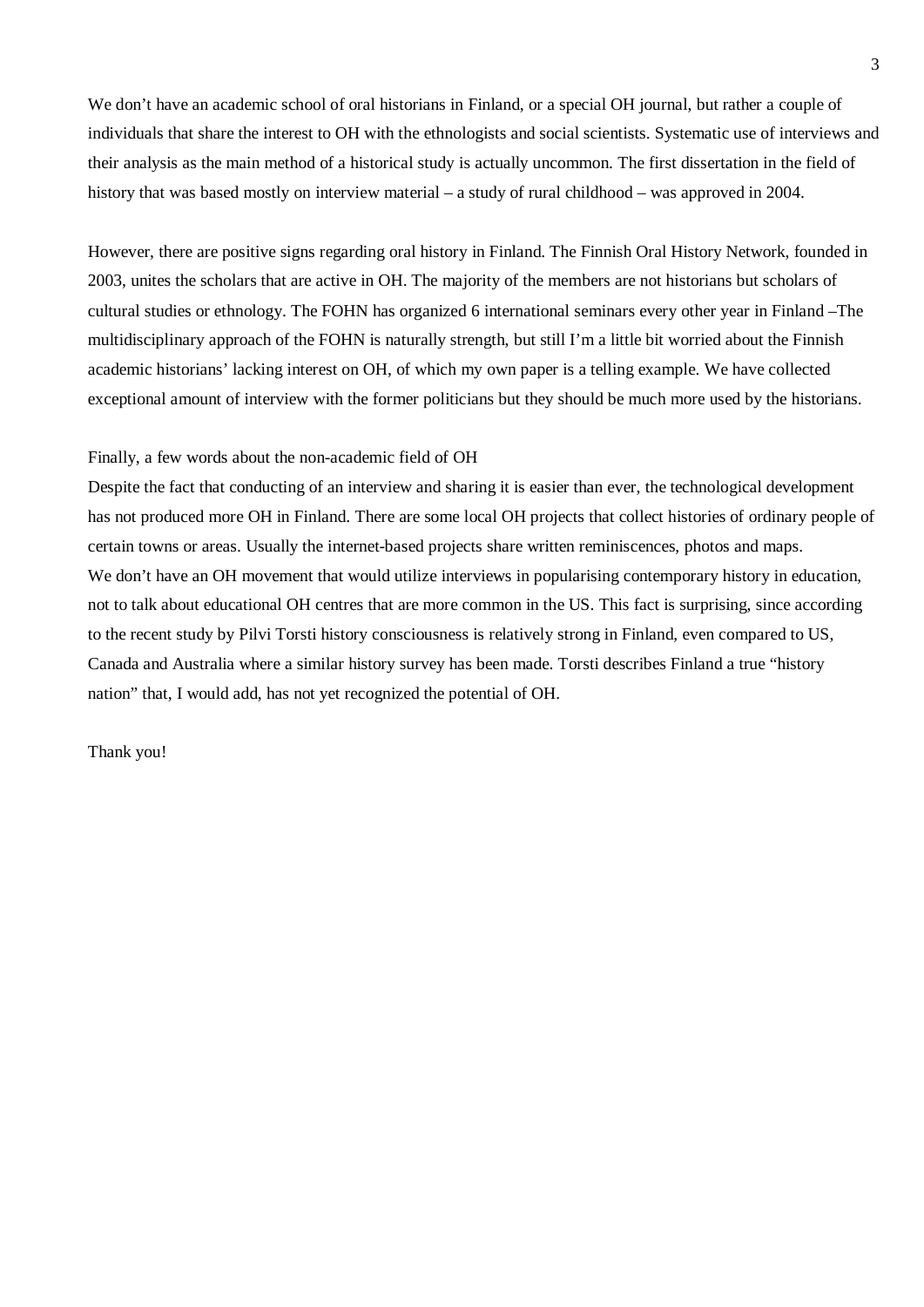We don't have an academic school of oral historians in Finland, or a special OH journal, but rather a couple of individuals that share the interest to OH with the ethnologists and social scientists. Systematic use of interviews and their analysis as the main method of a historical study is actually uncommon. The first dissertation in the field of history that was based mostly on interview material – a study of rural childhood – was approved in 2004.

However, there are positive signs regarding oral history in Finland. The Finnish Oral History Network, founded in 2003, unites the scholars that are active in OH. The majority of the members are not historians but scholars of cultural studies or ethnology. The FOHN has organized 6 international seminars every other year in Finland –The multidisciplinary approach of the FOHN is naturally strength, but still I'm a little bit worried about the Finnish academic historians' lacking interest on OH, of which my own paper is a telling example. We have collected exceptional amount of interview with the former politicians but they should be much more used by the historians.

Finally, a few words about the non-academic field of OH

Despite the fact that conducting of an interview and sharing it is easier than ever, the technological development has not produced more OH in Finland. There are some local OH projects that collect histories of ordinary people of certain towns or areas. Usually the internet-based projects share written reminiscences, photos and maps.
We don't have an OH movement that would utilize interviews in popularising contemporary history in education, not to talk about educational OH centres that are more common in the US. This fact is surprising, since according to the recent study by Pilvi Torsti history consciousness is relatively strong in Finland, even compared to US, Canada and Australia where a similar history survey has been made. Torsti describes Finland a true "history nation" that, I would add, has not yet recognized the potential of OH.

Thank you!